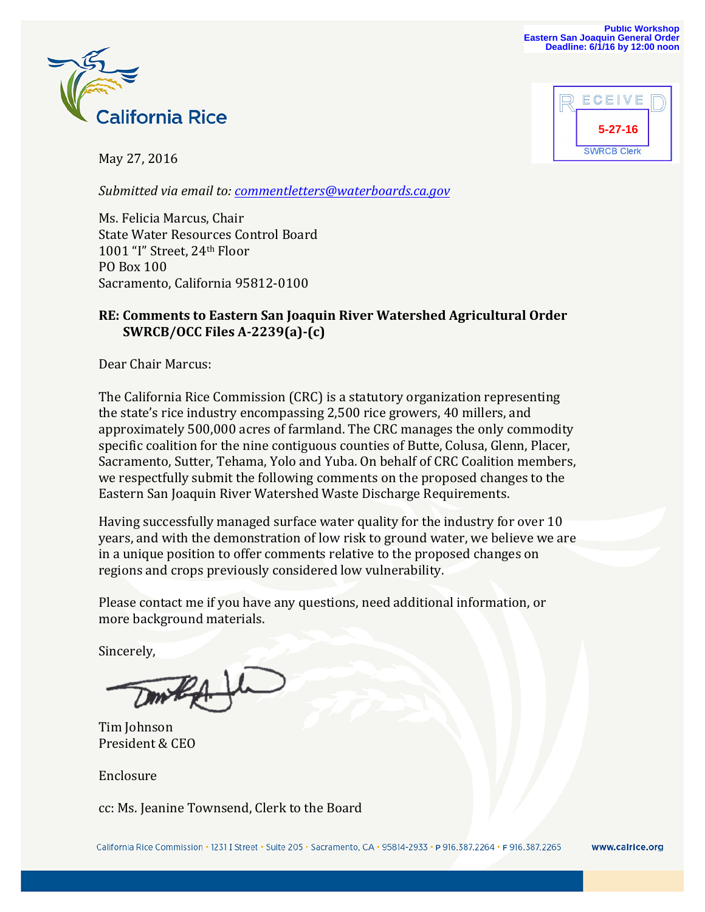Public Workshop
Eastern San Joaquin General Order
Deadline: 6/1/16 by 12:00 noon

California Rice

RECEIVED
5-27-16
SWRCB Clerk

May 27, 2016

*Submitted via email to: [commentletters@waterboards.ca.gov](mailto:commentletters@waterboards.ca.gov)*

Ms. Felicia Marcus, Chair
State Water Resources Control Board
1001 "I" Street, 24th Floor
PO Box 100
Sacramento, California 95812-0100

**RE: Comments to Eastern San Joaquin River Watershed Agricultural Order SWRCB/OCC Files A-2239(a)-(c)**

Dear Chair Marcus:

The California Rice Commission (CRC) is a statutory organization representing the state's rice industry encompassing 2,500 rice growers, 40 millers, and approximately 500,000 acres of farmland. The CRC manages the only commodity specific coalition for the nine contiguous counties of Butte, Colusa, Glenn, Placer, Sacramento, Sutter, Tehama, Yolo and Yuba. On behalf of CRC Coalition members, we respectfully submit the following comments on the proposed changes to the Eastern San Joaquin River Watershed Waste Discharge Requirements.

Having successfully managed surface water quality for the industry for over 10 years, and with the demonstration of low risk to ground water, we believe we are in a unique position to offer comments relative to the proposed changes on regions and crops previously considered low vulnerability.

Please contact me if you have any questions, need additional information, or more background materials.

Sincerely,

Tim Johnson
President & CEO

Enclosure

cc: Ms. Jeanine Townsend, Clerk to the Board

California Rice Commission • 1231 I Street • Suite 205 • Sacramento, CA • 95814-2933 • P 916.387.2264 • F 916.387.2265 www.calrice.org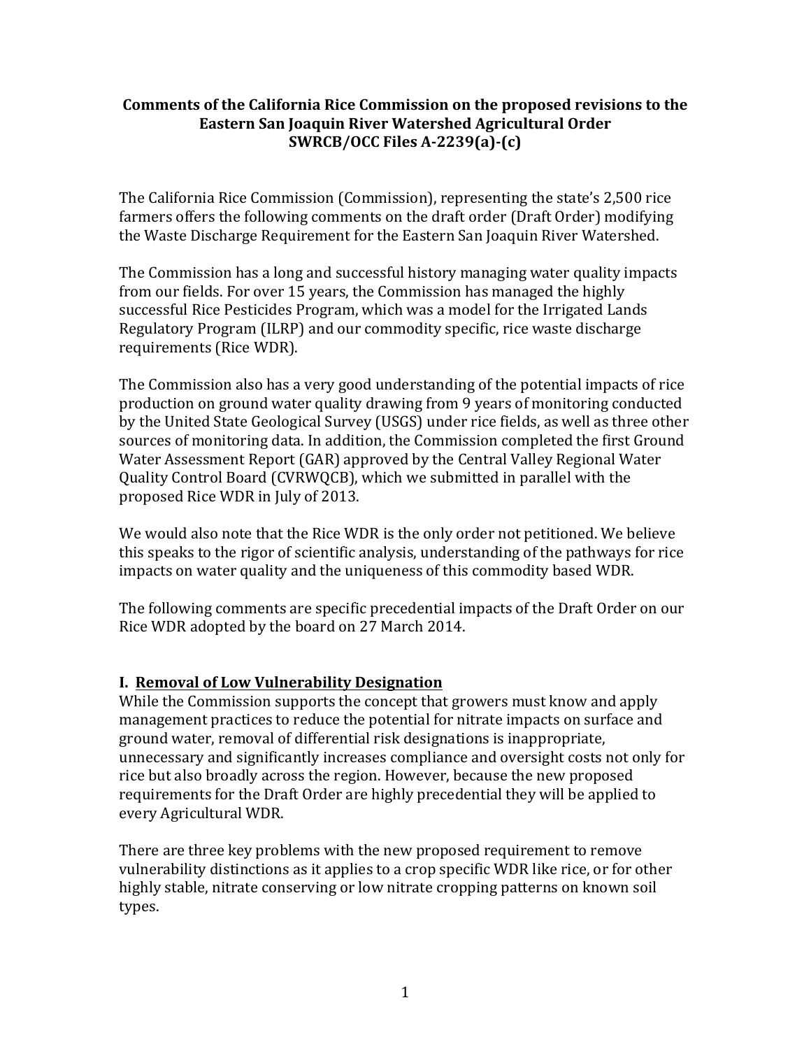**Comments of the California Rice Commission on the proposed revisions to the Eastern San Joaquin River Watershed Agricultural Order SWRCB/OCC Files A-2239(a)-(c)**

The California Rice Commission (Commission), representing the state's 2,500 rice farmers offers the following comments on the draft order (Draft Order) modifying the Waste Discharge Requirement for the Eastern San Joaquin River Watershed.

The Commission has a long and successful history managing water quality impacts from our fields. For over 15 years, the Commission has managed the highly successful Rice Pesticides Program, which was a model for the Irrigated Lands Regulatory Program (ILRP) and our commodity specific, rice waste discharge requirements (Rice WDR).

The Commission also has a very good understanding of the potential impacts of rice production on ground water quality drawing from 9 years of monitoring conducted by the United State Geological Survey (USGS) under rice fields, as well as three other sources of monitoring data. In addition, the Commission completed the first Ground Water Assessment Report (GAR) approved by the Central Valley Regional Water Quality Control Board (CVRWQCB), which we submitted in parallel with the proposed Rice WDR in July of 2013.

We would also note that the Rice WDR is the only order not petitioned. We believe this speaks to the rigor of scientific analysis, understanding of the pathways for rice impacts on water quality and the uniqueness of this commodity based WDR.

The following comments are specific precedential impacts of the Draft Order on our Rice WDR adopted by the board on 27 March 2014.

## I. Removal of Low Vulnerability Designation

While the Commission supports the concept that growers must know and apply management practices to reduce the potential for nitrate impacts on surface and ground water, removal of differential risk designations is inappropriate, unnecessary and significantly increases compliance and oversight costs not only for rice but also broadly across the region. However, because the new proposed requirements for the Draft Order are highly precedential they will be applied to every Agricultural WDR.

There are three key problems with the new proposed requirement to remove vulnerability distinctions as it applies to a crop specific WDR like rice, or for other highly stable, nitrate conserving or low nitrate cropping patterns on known soil types.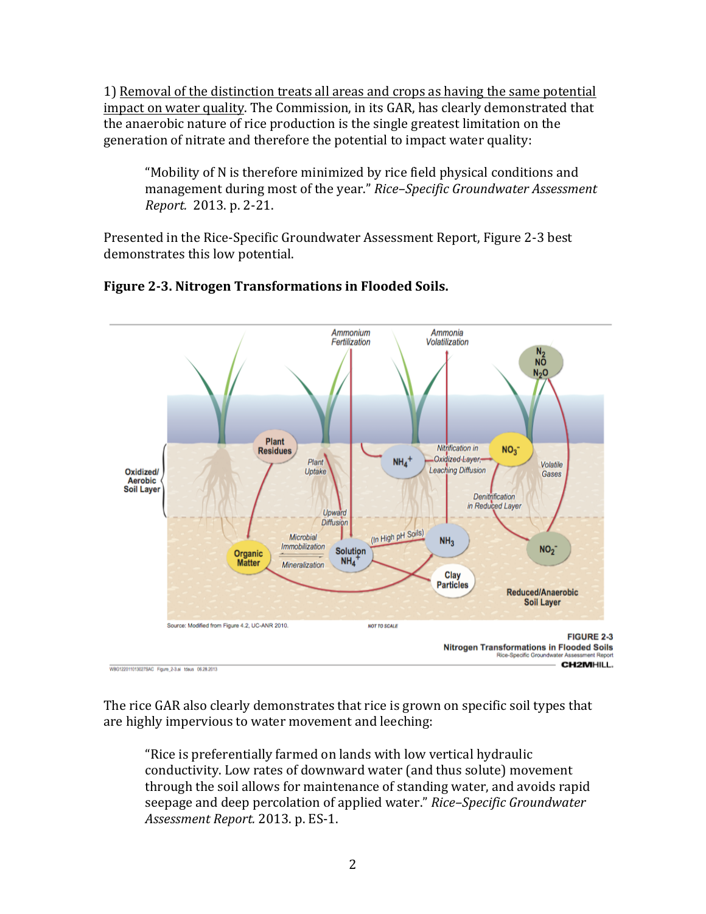1) <u>Removal of the distinction treats all areas and crops as having the same potential impact on water quality</u>. The Commission, in its GAR, has clearly demonstrated that the anaerobic nature of rice production is the single greatest limitation on the generation of nitrate and therefore the potential to impact water quality:

> "Mobility of N is therefore minimized by rice field physical conditions and management during most of the year." *Rice–Specific Groundwater Assessment Report.* 2013. p. 2-21.

Presented in the Rice-Specific Groundwater Assessment Report, Figure 2-3 best demonstrates this low potential.

**Figure 2-3. Nitrogen Transformations in Flooded Soils.**

The rice GAR also clearly demonstrates that rice is grown on specific soil types that are highly impervious to water movement and leeching:

> "Rice is preferentially farmed on lands with low vertical hydraulic conductivity. Low rates of downward water (and thus solute) movement through the soil allows for maintenance of standing water, and avoids rapid seepage and deep percolation of applied water." *Rice–Specific Groundwater Assessment Report.* 2013. p. ES-1.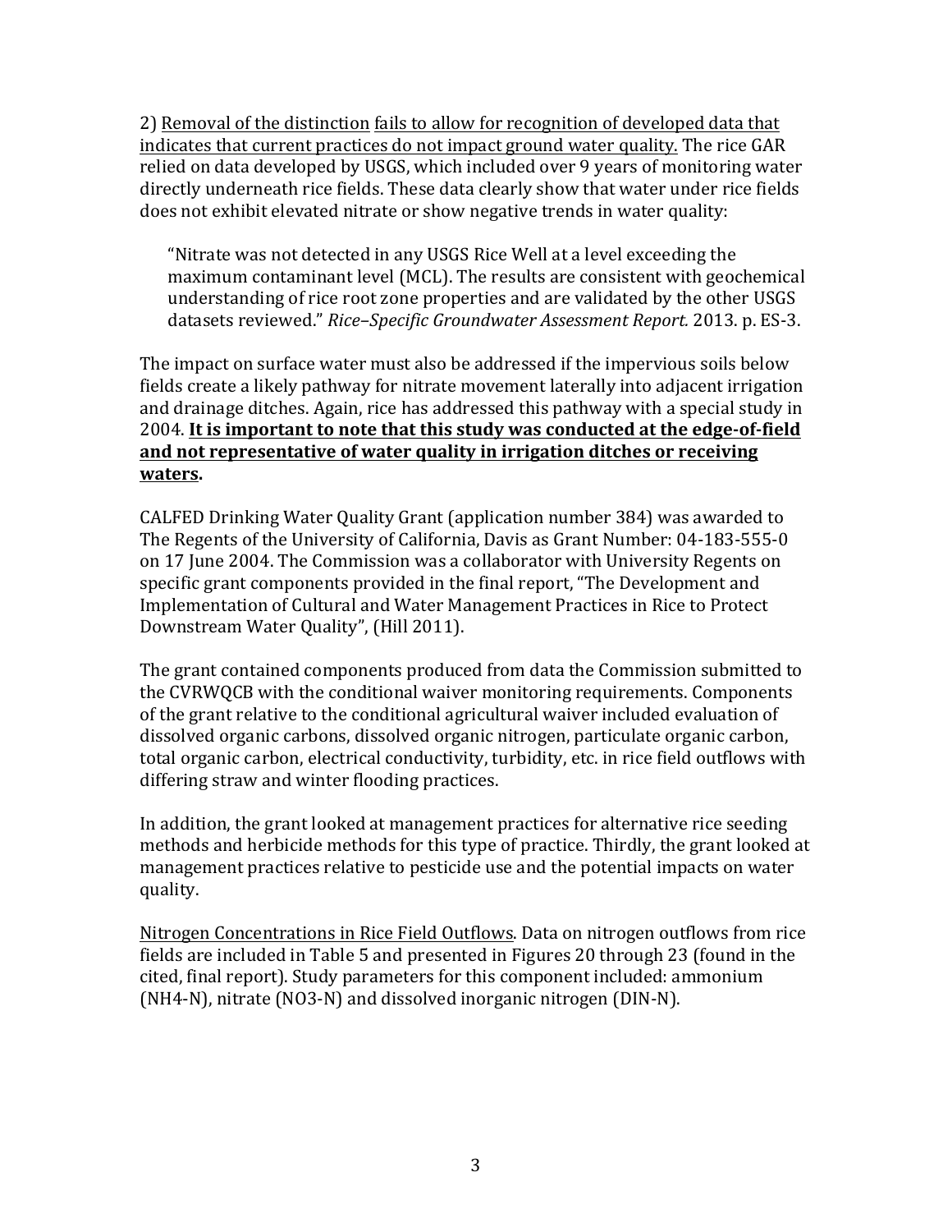2) <u>Removal of the distinction</u> <u>fails to allow for recognition of developed data that indicates that current practices do not impact ground water quality.</u> The rice GAR relied on data developed by USGS, which included over 9 years of monitoring water directly underneath rice fields. These data clearly show that water under rice fields does not exhibit elevated nitrate or show negative trends in water quality:

> "Nitrate was not detected in any USGS Rice Well at a level exceeding the maximum contaminant level (MCL). The results are consistent with geochemical understanding of rice root zone properties and are validated by the other USGS datasets reviewed." *Rice–Specific Groundwater Assessment Report.* 2013. p. ES-3.

The impact on surface water must also be addressed if the impervious soils below fields create a likely pathway for nitrate movement laterally into adjacent irrigation and drainage ditches. Again, rice has addressed this pathway with a special study in 2004. **<u>It is important to note that this study was conducted at the edge-of-field and not representative of water quality in irrigation ditches or receiving waters</u>.**

CALFED Drinking Water Quality Grant (application number 384) was awarded to The Regents of the University of California, Davis as Grant Number: 04-183-555-0 on 17 June 2004. The Commission was a collaborator with University Regents on specific grant components provided in the final report, "The Development and Implementation of Cultural and Water Management Practices in Rice to Protect Downstream Water Quality", (Hill 2011).

The grant contained components produced from data the Commission submitted to the CVRWQCB with the conditional waiver monitoring requirements. Components of the grant relative to the conditional agricultural waiver included evaluation of dissolved organic carbons, dissolved organic nitrogen, particulate organic carbon, total organic carbon, electrical conductivity, turbidity, etc. in rice field outflows with differing straw and winter flooding practices.

In addition, the grant looked at management practices for alternative rice seeding methods and herbicide methods for this type of practice. Thirdly, the grant looked at management practices relative to pesticide use and the potential impacts on water quality.

<u>Nitrogen Concentrations in Rice Field Outflows</u>. Data on nitrogen outflows from rice fields are included in Table 5 and presented in Figures 20 through 23 (found in the cited, final report). Study parameters for this component included: ammonium ($NH_4$-N), nitrate ($NO_3$-N) and dissolved inorganic nitrogen (DIN-N).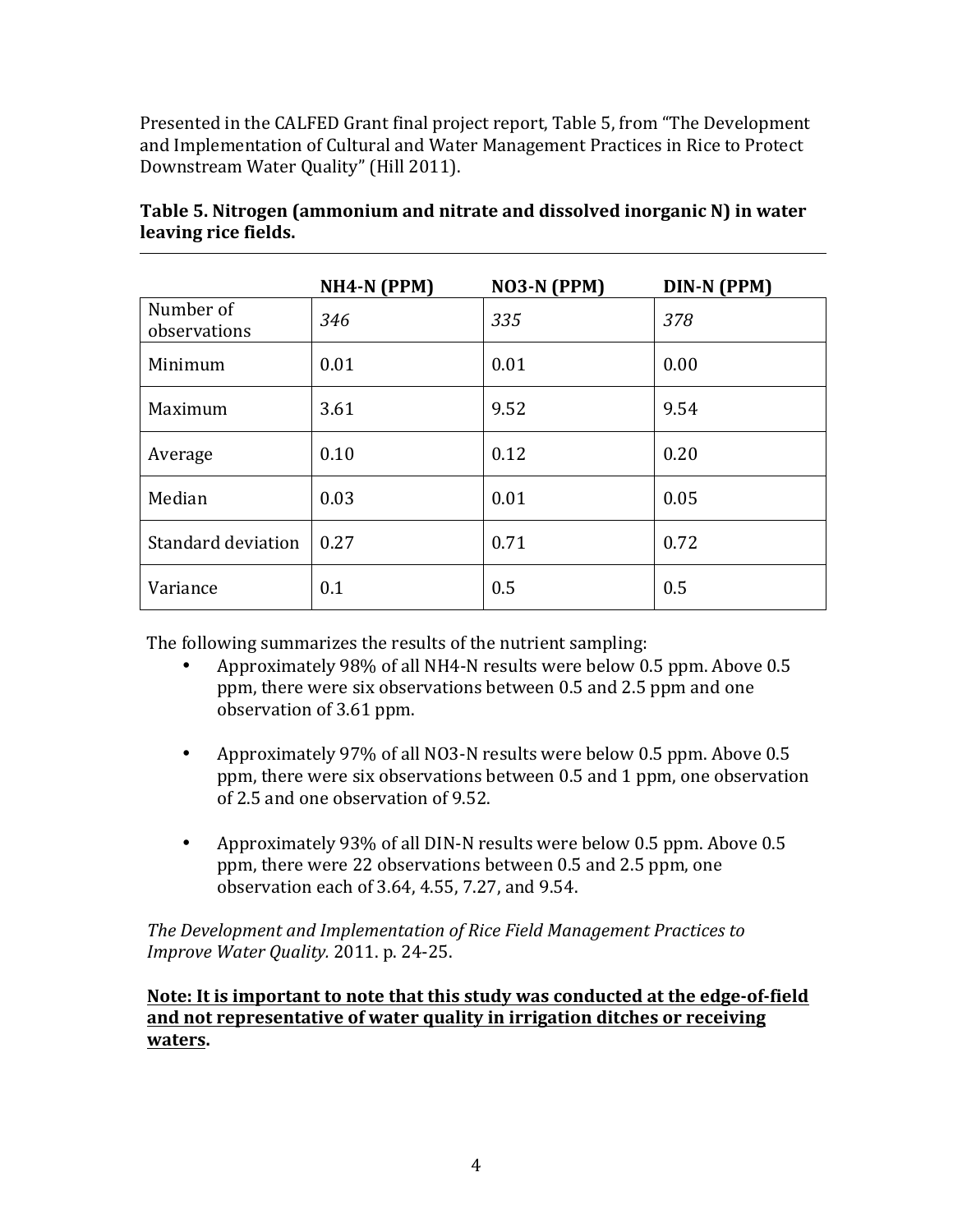Presented in the CALFED Grant final project report, Table 5, from "The Development and Implementation of Cultural and Water Management Practices in Rice to Protect Downstream Water Quality" (Hill 2011).

**Table 5. Nitrogen (ammonium and nitrate and dissolved inorganic N) in water leaving rice fields.**

| | NH4-N (PPM) | NO3-N (PPM) | DIN-N (PPM) |
|---|---|---|---|
| Number of observations | *346* | *335* | *378* |
| Minimum | 0.01 | 0.01 | 0.00 |
| Maximum | 3.61 | 9.52 | 9.54 |
| Average | 0.10 | 0.12 | 0.20 |
| Median | 0.03 | 0.01 | 0.05 |
| Standard deviation | 0.27 | 0.71 | 0.72 |
| Variance | 0.1 | 0.5 | 0.5 |

The following summarizes the results of the nutrient sampling:

- Approximately 98% of all NH4-N results were below 0.5 ppm. Above 0.5 ppm, there were six observations between 0.5 and 2.5 ppm and one observation of 3.61 ppm.
- Approximately 97% of all NO3-N results were below 0.5 ppm. Above 0.5 ppm, there were six observations between 0.5 and 1 ppm, one observation of 2.5 and one observation of 9.52.
- Approximately 93% of all DIN-N results were below 0.5 ppm. Above 0.5 ppm, there were 22 observations between 0.5 and 2.5 ppm, one observation each of 3.64, 4.55, 7.27, and 9.54.

*The Development and Implementation of Rice Field Management Practices to Improve Water Quality.* 2011. p. 24-25.

**Note: It is important to note that this study was conducted at the edge-of-field and not representative of water quality in irrigation ditches or receiving waters.**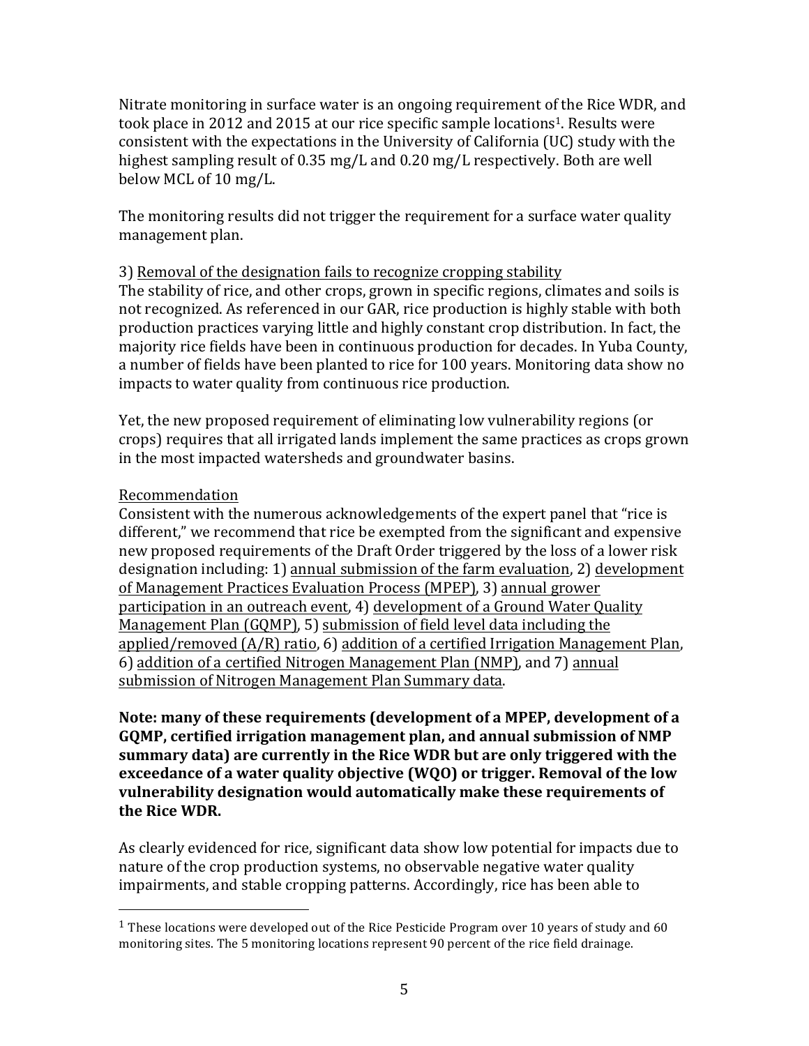Nitrate monitoring in surface water is an ongoing requirement of the Rice WDR, and took place in 2012 and 2015 at our rice specific sample locations[1]. Results were consistent with the expectations in the University of California (UC) study with the highest sampling result of 0.35 mg/L and 0.20 mg/L respectively. Both are well below MCL of 10 mg/L.

The monitoring results did not trigger the requirement for a surface water quality management plan.

3) <u>Removal of the designation fails to recognize cropping stability</u>
The stability of rice, and other crops, grown in specific regions, climates and soils is not recognized. As referenced in our GAR, rice production is highly stable with both production practices varying little and highly constant crop distribution. In fact, the majority rice fields have been in continuous production for decades. In Yuba County, a number of fields have been planted to rice for 100 years. Monitoring data show no impacts to water quality from continuous rice production.

Yet, the new proposed requirement of eliminating low vulnerability regions (or crops) requires that all irrigated lands implement the same practices as crops grown in the most impacted watersheds and groundwater basins.

<u>Recommendation</u>
Consistent with the numerous acknowledgements of the expert panel that "rice is different," we recommend that rice be exempted from the significant and expensive new proposed requirements of the Draft Order triggered by the loss of a lower risk designation including: 1) <u>annual submission of the farm evaluation</u>, 2) <u>development of Management Practices Evaluation Process (MPEP)</u>, 3) <u>annual grower participation in an outreach event</u>, 4) <u>development of a Ground Water Quality Management Plan (GQMP)</u>, 5) <u>submission of field level data including the applied/removed (A/R) ratio</u>, 6) <u>addition of a certified Irrigation Management Plan</u>, 6) <u>addition of a certified Nitrogen Management Plan (NMP)</u>, and 7) <u>annual submission of Nitrogen Management Plan Summary data</u>.

**Note: many of these requirements (development of a MPEP, development of a GQMP, certified irrigation management plan, and annual submission of NMP summary data) are currently in the Rice WDR but are only triggered with the exceedance of a water quality objective (WQO) or trigger. Removal of the low vulnerability designation would automatically make these requirements of the Rice WDR.**

As clearly evidenced for rice, significant data show low potential for impacts due to nature of the crop production systems, no observable negative water quality impairments, and stable cropping patterns. Accordingly, rice has been able to

---

[1] These locations were developed out of the Rice Pesticide Program over 10 years of study and 60 monitoring sites. The 5 monitoring locations represent 90 percent of the rice field drainage.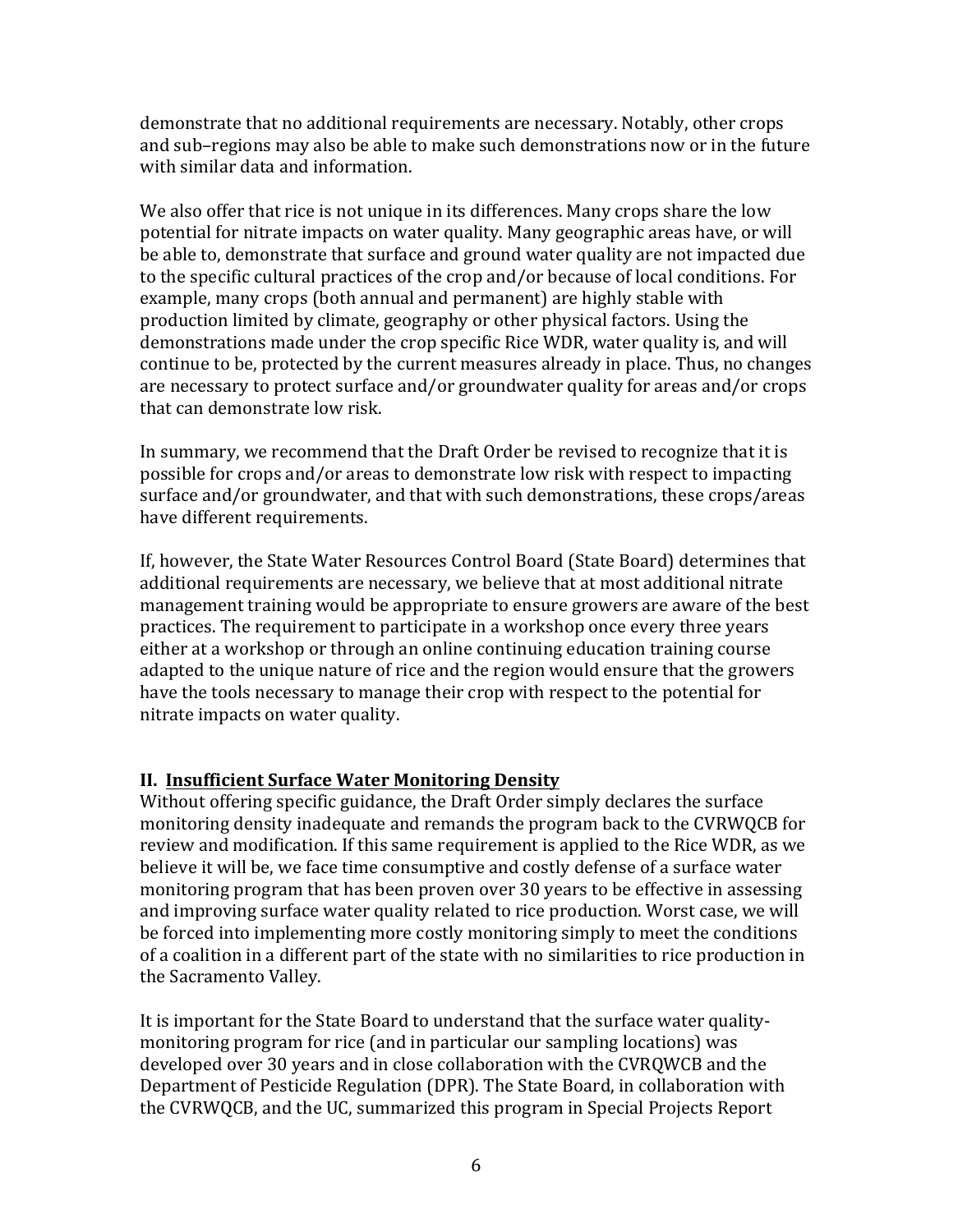demonstrate that no additional requirements are necessary. Notably, other crops and sub–regions may also be able to make such demonstrations now or in the future with similar data and information.

We also offer that rice is not unique in its differences. Many crops share the low potential for nitrate impacts on water quality. Many geographic areas have, or will be able to, demonstrate that surface and ground water quality are not impacted due to the specific cultural practices of the crop and/or because of local conditions. For example, many crops (both annual and permanent) are highly stable with production limited by climate, geography or other physical factors. Using the demonstrations made under the crop specific Rice WDR, water quality is, and will continue to be, protected by the current measures already in place. Thus, no changes are necessary to protect surface and/or groundwater quality for areas and/or crops that can demonstrate low risk.

In summary, we recommend that the Draft Order be revised to recognize that it is possible for crops and/or areas to demonstrate low risk with respect to impacting surface and/or groundwater, and that with such demonstrations, these crops/areas have different requirements.

If, however, the State Water Resources Control Board (State Board) determines that additional requirements are necessary, we believe that at most additional nitrate management training would be appropriate to ensure growers are aware of the best practices. The requirement to participate in a workshop once every three years either at a workshop or through an online continuing education training course adapted to the unique nature of rice and the region would ensure that the growers have the tools necessary to manage their crop with respect to the potential for nitrate impacts on water quality.

## II. <u>Insufficient Surface Water Monitoring Density</u>

Without offering specific guidance, the Draft Order simply declares the surface monitoring density inadequate and remands the program back to the CVRWQCB for review and modification. If this same requirement is applied to the Rice WDR, as we believe it will be, we face time consumptive and costly defense of a surface water monitoring program that has been proven over 30 years to be effective in assessing and improving surface water quality related to rice production. Worst case, we will be forced into implementing more costly monitoring simply to meet the conditions of a coalition in a different part of the state with no similarities to rice production in the Sacramento Valley.

It is important for the State Board to understand that the surface water quality-monitoring program for rice (and in particular our sampling locations) was developed over 30 years and in close collaboration with the CVRQWCB and the Department of Pesticide Regulation (DPR). The State Board, in collaboration with the CVRWQCB, and the UC, summarized this program in Special Projects Report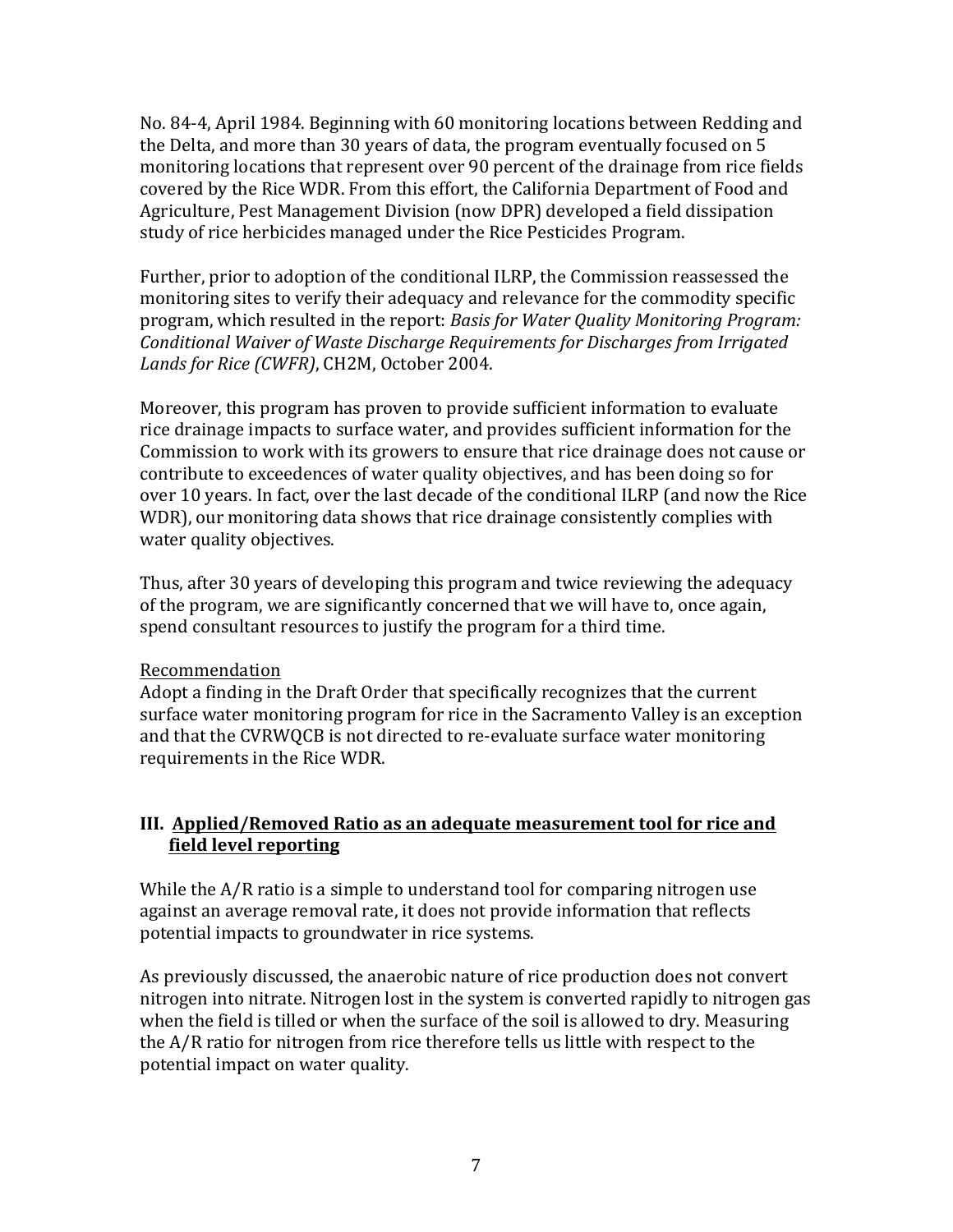No. 84-4, April 1984. Beginning with 60 monitoring locations between Redding and the Delta, and more than 30 years of data, the program eventually focused on 5 monitoring locations that represent over 90 percent of the drainage from rice fields covered by the Rice WDR. From this effort, the California Department of Food and Agriculture, Pest Management Division (now DPR) developed a field dissipation study of rice herbicides managed under the Rice Pesticides Program.

Further, prior to adoption of the conditional ILRP, the Commission reassessed the monitoring sites to verify their adequacy and relevance for the commodity specific program, which resulted in the report: *Basis for Water Quality Monitoring Program: Conditional Waiver of Waste Discharge Requirements for Discharges from Irrigated Lands for Rice (CWFR)*, CH2M, October 2004.

Moreover, this program has proven to provide sufficient information to evaluate rice drainage impacts to surface water, and provides sufficient information for the Commission to work with its growers to ensure that rice drainage does not cause or contribute to exceedences of water quality objectives, and has been doing so for over 10 years. In fact, over the last decade of the conditional ILRP (and now the Rice WDR), our monitoring data shows that rice drainage consistently complies with water quality objectives.

Thus, after 30 years of developing this program and twice reviewing the adequacy of the program, we are significantly concerned that we will have to, once again, spend consultant resources to justify the program for a third time.

<u>Recommendation</u>

Adopt a finding in the Draft Order that specifically recognizes that the current surface water monitoring program for rice in the Sacramento Valley is an exception and that the CVRWQCB is not directed to re-evaluate surface water monitoring requirements in the Rice WDR.

### III. <u>Applied/Removed Ratio as an adequate measurement tool for rice and field level reporting</u>

While the A/R ratio is a simple to understand tool for comparing nitrogen use against an average removal rate, it does not provide information that reflects potential impacts to groundwater in rice systems.

As previously discussed, the anaerobic nature of rice production does not convert nitrogen into nitrate. Nitrogen lost in the system is converted rapidly to nitrogen gas when the field is tilled or when the surface of the soil is allowed to dry. Measuring the A/R ratio for nitrogen from rice therefore tells us little with respect to the potential impact on water quality.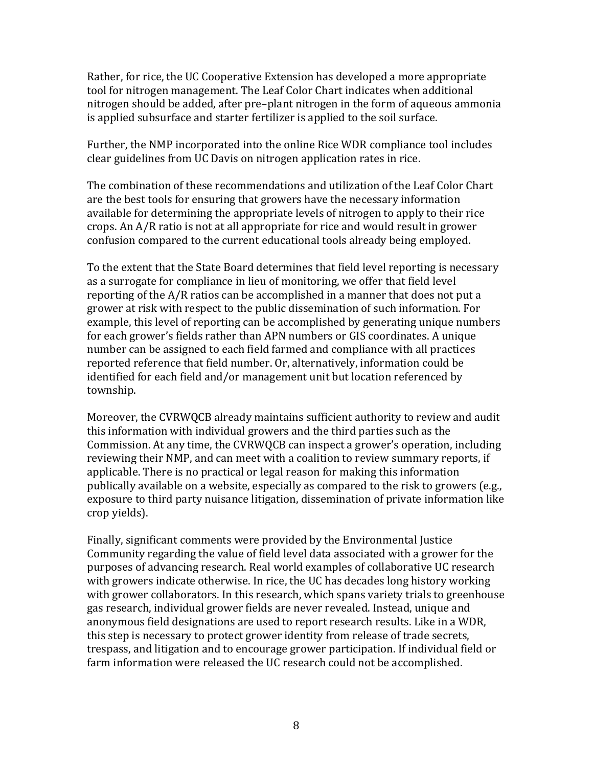Rather, for rice, the UC Cooperative Extension has developed a more appropriate tool for nitrogen management. The Leaf Color Chart indicates when additional nitrogen should be added, after pre–plant nitrogen in the form of aqueous ammonia is applied subsurface and starter fertilizer is applied to the soil surface.

Further, the NMP incorporated into the online Rice WDR compliance tool includes clear guidelines from UC Davis on nitrogen application rates in rice.

The combination of these recommendations and utilization of the Leaf Color Chart are the best tools for ensuring that growers have the necessary information available for determining the appropriate levels of nitrogen to apply to their rice crops. An A/R ratio is not at all appropriate for rice and would result in grower confusion compared to the current educational tools already being employed.

To the extent that the State Board determines that field level reporting is necessary as a surrogate for compliance in lieu of monitoring, we offer that field level reporting of the A/R ratios can be accomplished in a manner that does not put a grower at risk with respect to the public dissemination of such information. For example, this level of reporting can be accomplished by generating unique numbers for each grower's fields rather than APN numbers or GIS coordinates. A unique number can be assigned to each field farmed and compliance with all practices reported reference that field number. Or, alternatively, information could be identified for each field and/or management unit but location referenced by township.

Moreover, the CVRWQCB already maintains sufficient authority to review and audit this information with individual growers and the third parties such as the Commission. At any time, the CVRWQCB can inspect a grower's operation, including reviewing their NMP, and can meet with a coalition to review summary reports, if applicable. There is no practical or legal reason for making this information publically available on a website, especially as compared to the risk to growers (e.g., exposure to third party nuisance litigation, dissemination of private information like crop yields).

Finally, significant comments were provided by the Environmental Justice Community regarding the value of field level data associated with a grower for the purposes of advancing research. Real world examples of collaborative UC research with growers indicate otherwise. In rice, the UC has decades long history working with grower collaborators. In this research, which spans variety trials to greenhouse gas research, individual grower fields are never revealed. Instead, unique and anonymous field designations are used to report research results. Like in a WDR, this step is necessary to protect grower identity from release of trade secrets, trespass, and litigation and to encourage grower participation. If individual field or farm information were released the UC research could not be accomplished.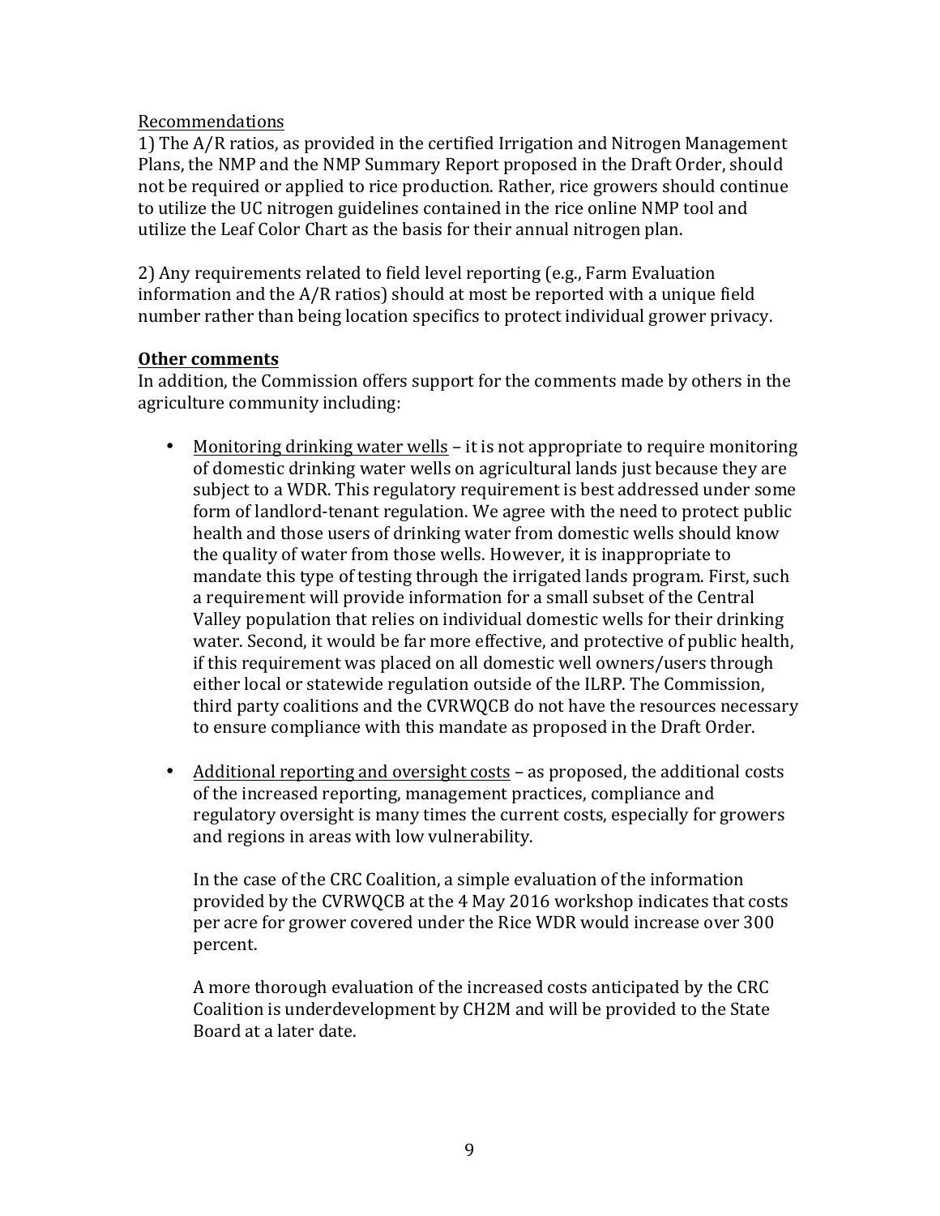Recommendations

1) The A/R ratios, as provided in the certified Irrigation and Nitrogen Management Plans, the NMP and the NMP Summary Report proposed in the Draft Order, should not be required or applied to rice production. Rather, rice growers should continue to utilize the UC nitrogen guidelines contained in the rice online NMP tool and utilize the Leaf Color Chart as the basis for their annual nitrogen plan.

2) Any requirements related to field level reporting (e.g., Farm Evaluation information and the A/R ratios) should at most be reported with a unique field number rather than being location specifics to protect individual grower privacy.

**Other comments**

In addition, the Commission offers support for the comments made by others in the agriculture community including:

- Monitoring drinking water wells – it is not appropriate to require monitoring of domestic drinking water wells on agricultural lands just because they are subject to a WDR. This regulatory requirement is best addressed under some form of landlord-tenant regulation. We agree with the need to protect public health and those users of drinking water from domestic wells should know the quality of water from those wells. However, it is inappropriate to mandate this type of testing through the irrigated lands program. First, such a requirement will provide information for a small subset of the Central Valley population that relies on individual domestic wells for their drinking water. Second, it would be far more effective, and protective of public health, if this requirement was placed on all domestic well owners/users through either local or statewide regulation outside of the ILRP. The Commission, third party coalitions and the CVRWQCB do not have the resources necessary to ensure compliance with this mandate as proposed in the Draft Order.

- Additional reporting and oversight costs – as proposed, the additional costs of the increased reporting, management practices, compliance and regulatory oversight is many times the current costs, especially for growers and regions in areas with low vulnerability.

  In the case of the CRC Coalition, a simple evaluation of the information provided by the CVRWQCB at the 4 May 2016 workshop indicates that costs per acre for grower covered under the Rice WDR would increase over 300 percent.

  A more thorough evaluation of the increased costs anticipated by the CRC Coalition is underdevelopment by CH2M and will be provided to the State Board at a later date.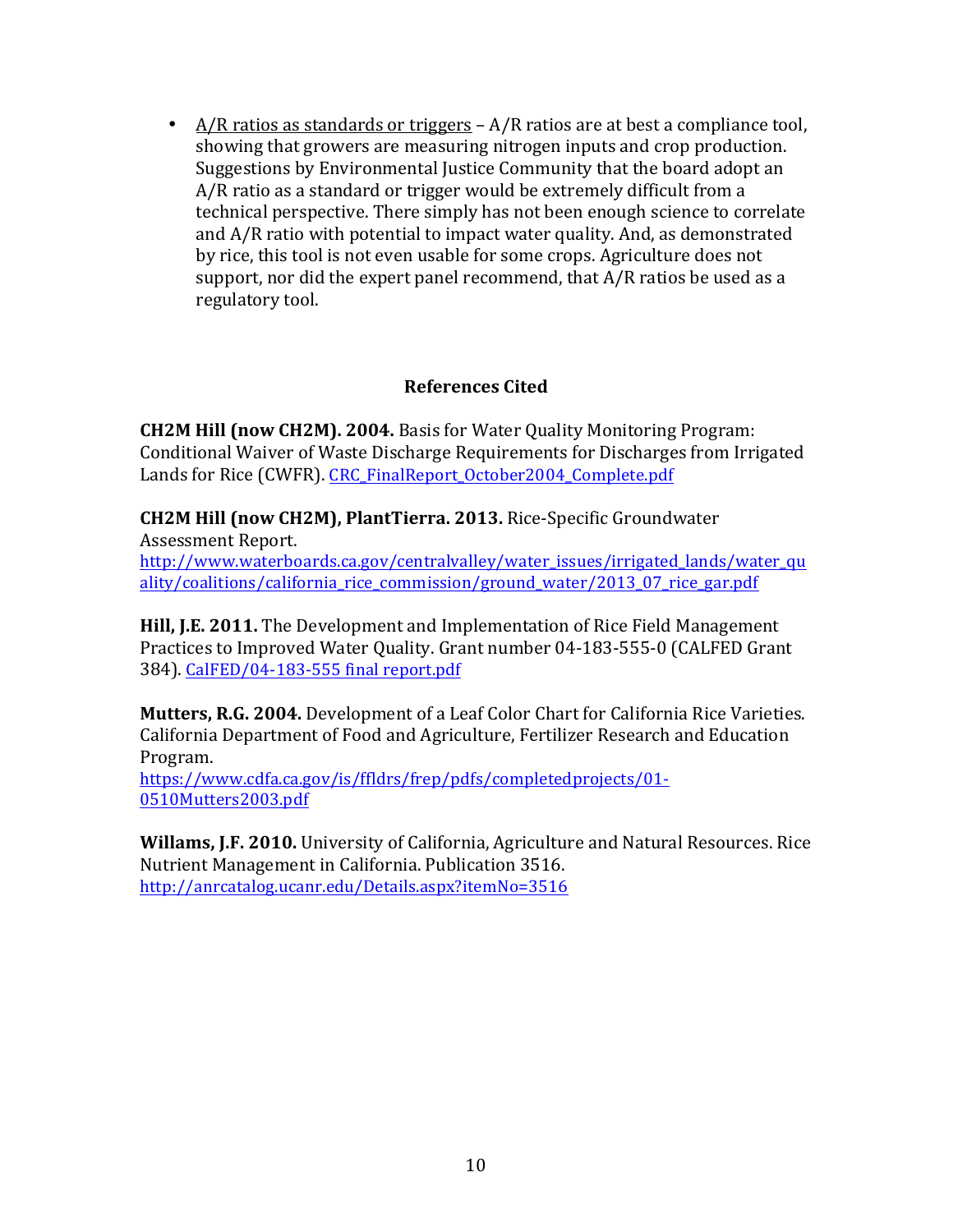- A/R ratios as standards or triggers – A/R ratios are at best a compliance tool, showing that growers are measuring nitrogen inputs and crop production. Suggestions by Environmental Justice Community that the board adopt an A/R ratio as a standard or trigger would be extremely difficult from a technical perspective. There simply has not been enough science to correlate and A/R ratio with potential to impact water quality. And, as demonstrated by rice, this tool is not even usable for some crops. Agriculture does not support, nor did the expert panel recommend, that A/R ratios be used as a regulatory tool.

## References Cited

**CH2M Hill (now CH2M). 2004.** Basis for Water Quality Monitoring Program: Conditional Waiver of Waste Discharge Requirements for Discharges from Irrigated Lands for Rice (CWFR). CRC_FinalReport_October2004_Complete.pdf

**CH2M Hill (now CH2M), PlantTierra. 2013.** Rice-Specific Groundwater Assessment Report. http://www.waterboards.ca.gov/centralvalley/water_issues/irrigated_lands/water_quality/coalitions/california_rice_commission/ground_water/2013_07_rice_gar.pdf

**Hill, J.E. 2011.** The Development and Implementation of Rice Field Management Practices to Improved Water Quality. Grant number 04-183-555-0 (CALFED Grant 384). CalFED/04-183-555 final report.pdf

**Mutters, R.G. 2004.** Development of a Leaf Color Chart for California Rice Varieties. California Department of Food and Agriculture, Fertilizer Research and Education Program. https://www.cdfa.ca.gov/is/ffldrs/frep/pdfs/completedprojects/01-0510Mutters2003.pdf

**Willams, J.F. 2010.** University of California, Agriculture and Natural Resources. Rice Nutrient Management in California. Publication 3516. http://anrcatalog.ucanr.edu/Details.aspx?itemNo=3516